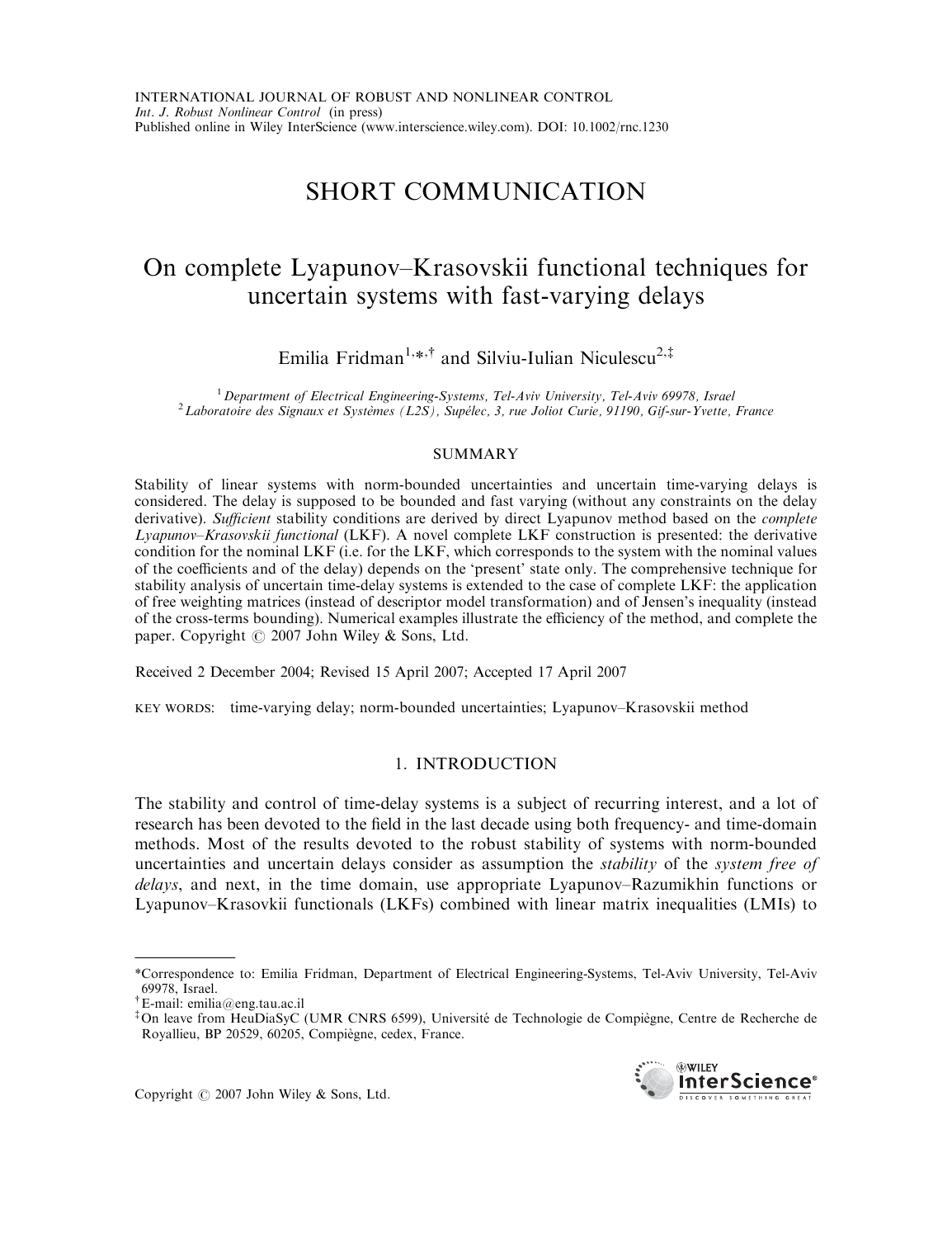# SHORT COMMUNICATION

# On complete Lyapunov–Krasovskii functional techniques for uncertain systems with fast-varying delays

Emilia Fridman[1,\*,†] and Silviu-Iulian Niculescu[2,‡]

[1] *Department of Electrical Engineering-Systems, Tel-Aviv University, Tel-Aviv 69978, Israel*
[2] *Laboratoire des Signaux et Systèmes (L2S), Supélec, 3, rue Joliot Curie, 91190, Gif-sur-Yvette, France*

## SUMMARY

Stability of linear systems with norm-bounded uncertainties and uncertain time-varying delays is considered. The delay is supposed to be bounded and fast varying (without any constraints on the delay derivative). *Sufficient* stability conditions are derived by direct Lyapunov method based on the *complete Lyapunov–Krasovskii functional* (LKF). A novel complete LKF construction is presented: the derivative condition for the nominal LKF (i.e. for the LKF, which corresponds to the system with the nominal values of the coefficients and of the delay) depends on the 'present' state only. The comprehensive technique for stability analysis of uncertain time-delay systems is extended to the case of complete LKF: the application of free weighting matrices (instead of descriptor model transformation) and of Jensen's inequality (instead of the cross-terms bounding). Numerical examples illustrate the efficiency of the method, and complete the paper. Copyright © 2007 John Wiley & Sons, Ltd.

Received 2 December 2004; Revised 15 April 2007; Accepted 17 April 2007

KEY WORDS: time-varying delay; norm-bounded uncertainties; Lyapunov–Krasovskii method

## 1. INTRODUCTION

The stability and control of time-delay systems is a subject of recurring interest, and a lot of research has been devoted to the field in the last decade using both frequency- and time-domain methods. Most of the results devoted to the robust stability of systems with norm-bounded uncertainties and uncertain delays consider as assumption the *stability* of the *system free of delays*, and next, in the time domain, use appropriate Lyapunov–Razumikhin functions or Lyapunov–Krasovkii functionals (LKFs) combined with linear matrix inequalities (LMIs) to

---

\*Correspondence to: Emilia Fridman, Department of Electrical Engineering-Systems, Tel-Aviv University, Tel-Aviv 69978, Israel.
†E-mail: emilia@eng.tau.ac.il
‡On leave from HeuDiaSyC (UMR CNRS 6599), Université de Technologie de Compiègne, Centre de Recherche de Royallieu, BP 20529, 60205, Compiègne, cedex, France.

Copyright © 2007 John Wiley & Sons, Ltd.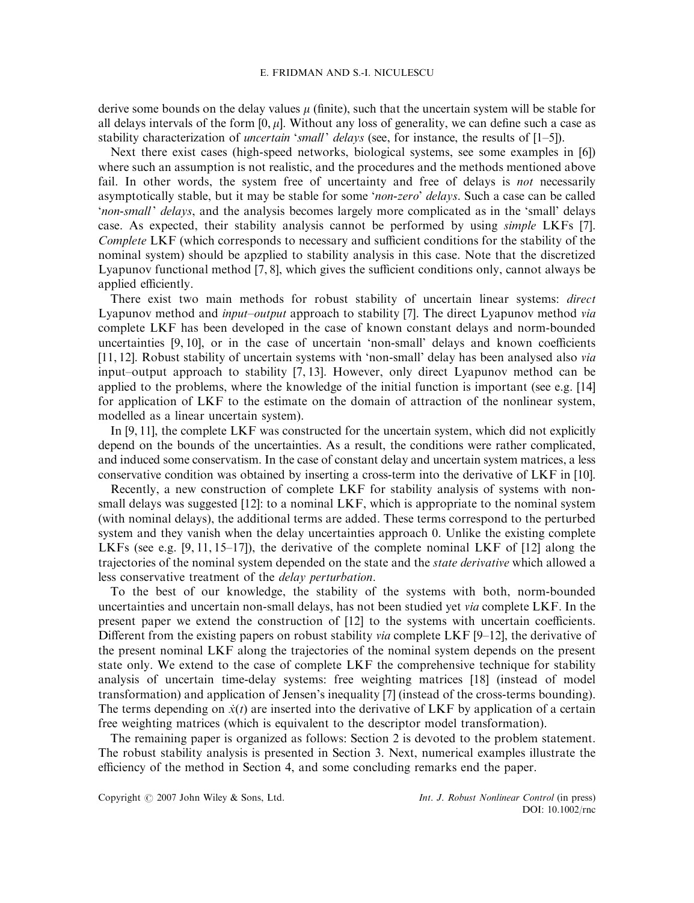derive some bounds on the delay values $\mu$ (finite), such that the uncertain system will be stable for all delays intervals of the form $[0, \mu]$. Without any loss of generality, we can define such a case as stability characterization of *uncertain 'small' delays* (see, for instance, the results of [1–5]).

Next there exist cases (high-speed networks, biological systems, see some examples in [6]) where such an assumption is not realistic, and the procedures and the methods mentioned above fail. In other words, the system free of uncertainty and free of delays is *not* necessarily asymptotically stable, but it may be stable for some '*non-zero*' *delays*. Such a case can be called '*non-small*' *delays*, and the analysis becomes largely more complicated as in the 'small' delays case. As expected, their stability analysis cannot be performed by using *simple* LKFs [7]. *Complete* LKF (which corresponds to necessary and sufficient conditions for the stability of the nominal system) should be apzplied to stability analysis in this case. Note that the discretized Lyapunov functional method [7, 8], which gives the sufficient conditions only, cannot always be applied efficiently.

There exist two main methods for robust stability of uncertain linear systems: *direct* Lyapunov method and *input–output* approach to stability [7]. The direct Lyapunov method *via* complete LKF has been developed in the case of known constant delays and norm-bounded uncertainties [9, 10], or in the case of uncertain 'non-small' delays and known coefficients [11, 12]. Robust stability of uncertain systems with 'non-small' delay has been analysed also *via* input–output approach to stability [7, 13]. However, only direct Lyapunov method can be applied to the problems, where the knowledge of the initial function is important (see e.g. [14] for application of LKF to the estimate on the domain of attraction of the nonlinear system, modelled as a linear uncertain system).

In [9, 11], the complete LKF was constructed for the uncertain system, which did not explicitly depend on the bounds of the uncertainties. As a result, the conditions were rather complicated, and induced some conservatism. In the case of constant delay and uncertain system matrices, a less conservative condition was obtained by inserting a cross-term into the derivative of LKF in [10].

Recently, a new construction of complete LKF for stability analysis of systems with non-small delays was suggested [12]: to a nominal LKF, which is appropriate to the nominal system (with nominal delays), the additional terms are added. These terms correspond to the perturbed system and they vanish when the delay uncertainties approach 0. Unlike the existing complete LKFs (see e.g. [9, 11, 15–17]), the derivative of the complete nominal LKF of [12] along the trajectories of the nominal system depended on the state and the *state derivative* which allowed a less conservative treatment of the *delay perturbation*.

To the best of our knowledge, the stability of the systems with both, norm-bounded uncertainties and uncertain non-small delays, has not been studied yet *via* complete LKF. In the present paper we extend the construction of [12] to the systems with uncertain coefficients. Different from the existing papers on robust stability *via* complete LKF [9–12], the derivative of the present nominal LKF along the trajectories of the nominal system depends on the present state only. We extend to the case of complete LKF the comprehensive technique for stability analysis of uncertain time-delay systems: free weighting matrices [18] (instead of model transformation) and application of Jensen's inequality [7] (instead of the cross-terms bounding). The terms depending on $\dot{x}(t)$ are inserted into the derivative of LKF by application of a certain free weighting matrices (which is equivalent to the descriptor model transformation).

The remaining paper is organized as follows: Section 2 is devoted to the problem statement. The robust stability analysis is presented in Section 3. Next, numerical examples illustrate the efficiency of the method in Section 4, and some concluding remarks end the paper.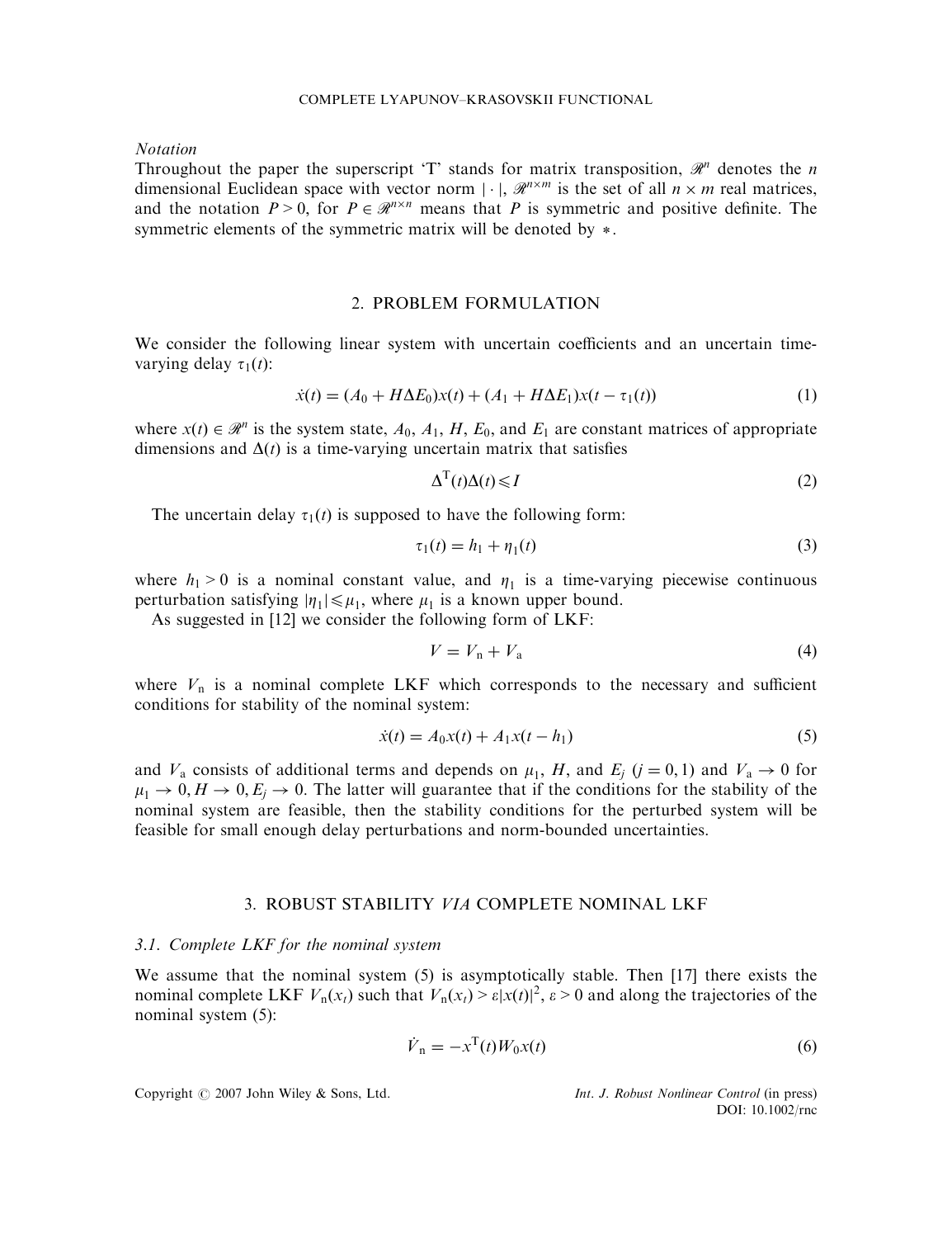*Notation*

Throughout the paper the superscript 'T' stands for matrix transposition, $\mathscr{R}^n$ denotes the $n$ dimensional Euclidean space with vector norm $|\cdot|$, $\mathscr{R}^{n\times m}$ is the set of all $n \times m$ real matrices, and the notation $P > 0$, for $P \in \mathscr{R}^{n\times n}$ means that $P$ is symmetric and positive definite. The symmetric elements of the symmetric matrix will be denoted by $*$.

## 2. PROBLEM FORMULATION

We consider the following linear system with uncertain coefficients and an uncertain time-varying delay $\tau_1(t)$:

$$\dot{x}(t) = (A_0 + H\Delta E_0)x(t) + (A_1 + H\Delta E_1)x(t - \tau_1(t)) \tag{1}$$

where $x(t) \in \mathscr{R}^n$ is the system state, $A_0$, $A_1$, $H$, $E_0$, and $E_1$ are constant matrices of appropriate dimensions and $\Delta(t)$ is a time-varying uncertain matrix that satisfies

$$\Delta^{\mathrm{T}}(t)\Delta(t) \leqslant I \tag{2}$$

The uncertain delay $\tau_1(t)$ is supposed to have the following form:

$$\tau_1(t) = h_1 + \eta_1(t) \tag{3}$$

where $h_1 > 0$ is a nominal constant value, and $\eta_1$ is a time-varying piecewise continuous perturbation satisfying $|\eta_1| \leqslant \mu_1$, where $\mu_1$ is a known upper bound.

As suggested in [12] we consider the following form of LKF:

$$V = V_{\mathrm{n}} + V_{\mathrm{a}} \tag{4}$$

where $V_{\mathrm{n}}$ is a nominal complete LKF which corresponds to the necessary and sufficient conditions for stability of the nominal system:

$$\dot{x}(t) = A_0 x(t) + A_1 x(t - h_1) \tag{5}$$

and $V_{\mathrm{a}}$ consists of additional terms and depends on $\mu_1$, $H$, and $E_j$ $(j = 0, 1)$ and $V_{\mathrm{a}} \to 0$ for $\mu_1 \to 0, H \to 0, E_j \to 0$. The latter will guarantee that if the conditions for the stability of the nominal system are feasible, then the stability conditions for the perturbed system will be feasible for small enough delay perturbations and norm-bounded uncertainties.

## 3. ROBUST STABILITY *VIA* COMPLETE NOMINAL LKF

### 3.1. Complete LKF for the nominal system

We assume that the nominal system (5) is asymptotically stable. Then [17] there exists the nominal complete LKF $V_{\mathrm{n}}(x_t)$ such that $V_{\mathrm{n}}(x_t) > \varepsilon|x(t)|^2$, $\varepsilon > 0$ and along the trajectories of the nominal system (5):

$$\dot{V}_{\mathrm{n}} = -x^{\mathrm{T}}(t)W_0 x(t) \tag{6}$$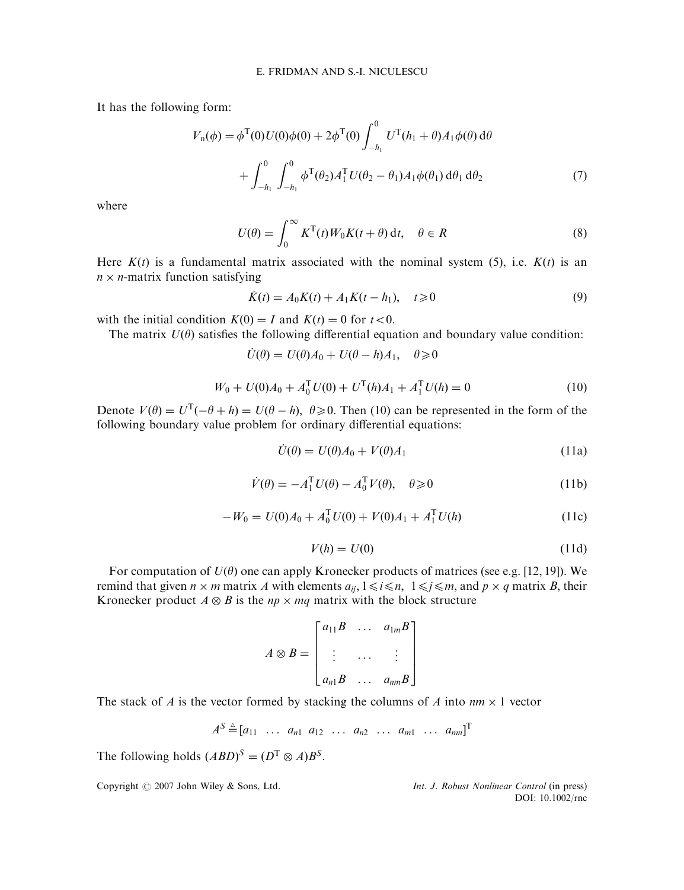It has the following form:

$$V_{\rm n}(\phi) = \phi^{\rm T}(0)U(0)\phi(0) + 2\phi^{\rm T}(0)\int_{-h_1}^{0} U^{\rm T}(h_1+\theta)A_1\phi(\theta)\,{\rm d}\theta$$
$$+ \int_{-h_1}^{0}\int_{-h_1}^{0} \phi^{\rm T}(\theta_2)A_1^{\rm T}U(\theta_2-\theta_1)A_1\phi(\theta_1)\,{\rm d}\theta_1\,{\rm d}\theta_2 \tag{7}$$

where

$$U(\theta) = \int_0^{\infty} K^{\rm T}(t)W_0K(t+\theta)\,{\rm d}t, \quad \theta \in R \tag{8}$$

Here $K(t)$ is a fundamental matrix associated with the nominal system (5), i.e. $K(t)$ is an $n \times n$-matrix function satisfying

$$\dot{K}(t) = A_0K(t) + A_1K(t-h_1), \quad t \geqslant 0 \tag{9}$$

with the initial condition $K(0) = I$ and $K(t) = 0$ for $t < 0$.

The matrix $U(\theta)$ satisfies the following differential equation and boundary value condition:

$$\dot{U}(\theta) = U(\theta)A_0 + U(\theta - h)A_1, \quad \theta \geqslant 0$$

$$W_0 + U(0)A_0 + A_0^{\rm T}U(0) + U^{\rm T}(h)A_1 + A_1^{\rm T}U(h) = 0 \tag{10}$$

Denote $V(\theta) = U^{\rm T}(-\theta + h) = U(\theta - h),\ \theta \geqslant 0$. Then (10) can be represented in the form of the following boundary value problem for ordinary differential equations:

$$\dot{U}(\theta) = U(\theta)A_0 + V(\theta)A_1 \tag{11a}$$

$$\dot{V}(\theta) = -A_1^{\rm T}U(\theta) - A_0^{\rm T}V(\theta), \quad \theta \geqslant 0 \tag{11b}$$

$$-W_0 = U(0)A_0 + A_0^{\rm T}U(0) + V(0)A_1 + A_1^{\rm T}U(h) \tag{11c}$$

$$V(h) = U(0) \tag{11d}$$

For computation of $U(\theta)$ one can apply Kronecker products of matrices (see e.g. [12, 19]). We remind that given $n \times m$ matrix $A$ with elements $a_{ij},\ 1 \leqslant i \leqslant n,\ 1 \leqslant j \leqslant m$, and $p \times q$ matrix $B$, their Kronecker product $A \otimes B$ is the $np \times mq$ matrix with the block structure

$$A \otimes B = \begin{bmatrix} a_{11}B & \dots & a_{1m}B \\ \vdots & \dots & \vdots \\ a_{n1}B & \dots & a_{nm}B \end{bmatrix}$$

The stack of $A$ is the vector formed by stacking the columns of $A$ into $nm \times 1$ vector

$$A^S \triangleq [a_{11} \ \dots \ a_{n1} \ a_{12} \ \dots \ a_{n2} \ \dots \ a_{m1} \ \dots \ a_{mn}]^{\rm T}$$

The following holds $(ABD)^S = (D^{\rm T} \otimes A)B^S$.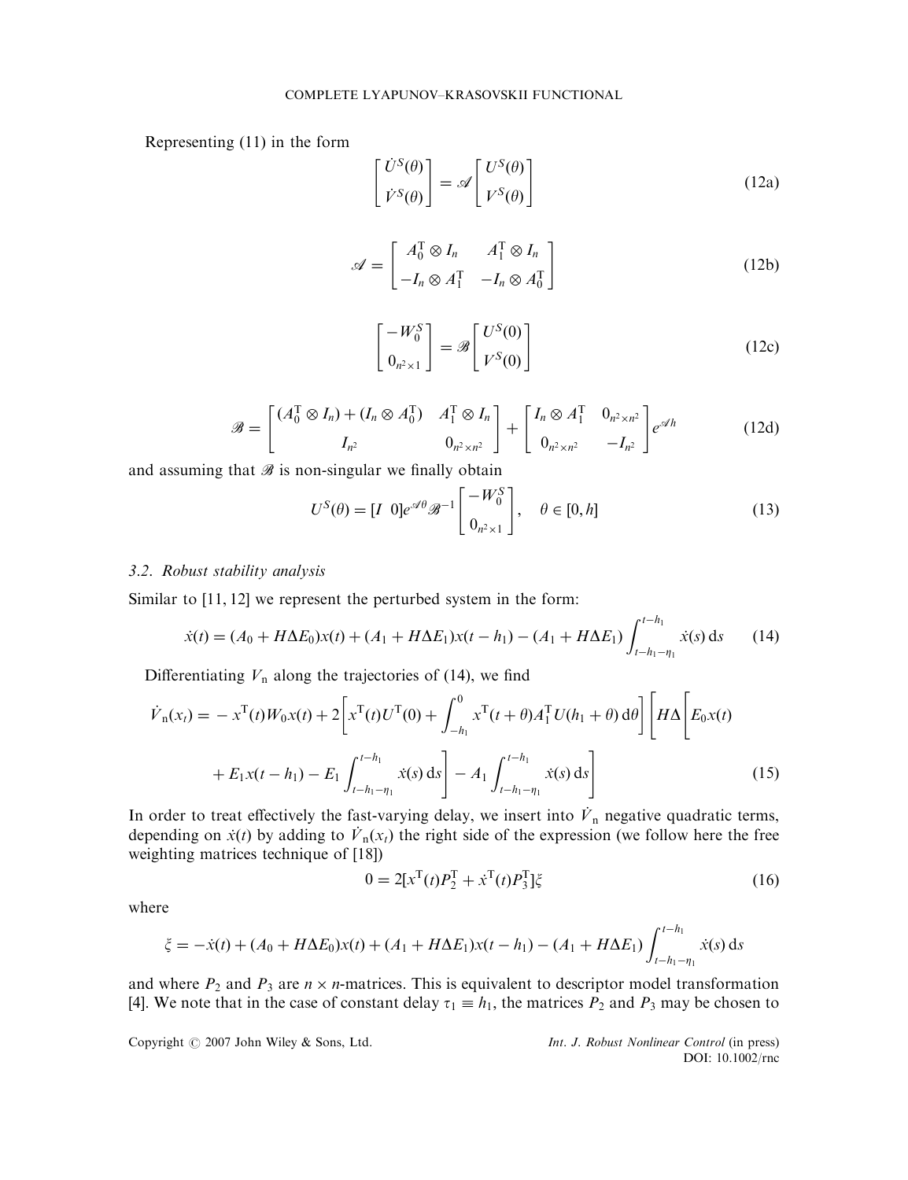Representing (11) in the form

$$\begin{bmatrix} \dot{U}^S(\theta) \\ \dot{V}^S(\theta) \end{bmatrix} = \mathscr{A} \begin{bmatrix} U^S(\theta) \\ V^S(\theta) \end{bmatrix} \tag{12a}$$

$$\mathscr{A} = \begin{bmatrix} A_0^{\mathrm{T}} \otimes I_n & A_1^{\mathrm{T}} \otimes I_n \\ -I_n \otimes A_1^{\mathrm{T}} & -I_n \otimes A_0^{\mathrm{T}} \end{bmatrix} \tag{12b}$$

$$\begin{bmatrix} -W_0^S \\ 0_{n^2 \times 1} \end{bmatrix} = \mathscr{B} \begin{bmatrix} U^S(0) \\ V^S(0) \end{bmatrix} \tag{12c}$$

$$\mathscr{B} = \begin{bmatrix} (A_0^{\mathrm{T}} \otimes I_n) + (I_n \otimes A_0^{\mathrm{T}}) & A_1^{\mathrm{T}} \otimes I_n \\ I_{n^2} & 0_{n^2 \times n^2} \end{bmatrix} + \begin{bmatrix} I_n \otimes A_1^{\mathrm{T}} & 0_{n^2 \times n^2} \\ 0_{n^2 \times n^2} & -I_{n^2} \end{bmatrix} e^{\mathscr{A}h} \tag{12d}$$

and assuming that $\mathscr{B}$ is non-singular we finally obtain

$$U^S(\theta) = [I \;\; 0] e^{\mathscr{A}\theta} \mathscr{B}^{-1} \begin{bmatrix} -W_0^S \\ 0_{n^2 \times 1} \end{bmatrix}, \quad \theta \in [0, h] \tag{13}$$

### 3.2. Robust stability analysis

Similar to [11, 12] we represent the perturbed system in the form:

$$\dot{x}(t) = (A_0 + H\Delta E_0)x(t) + (A_1 + H\Delta E_1)x(t - h_1) - (A_1 + H\Delta E_1) \int_{t-h_1-\eta_1}^{t-h_1} \dot{x}(s)\,\mathrm{d}s \tag{14}$$

Differentiating $V_\mathrm{n}$ along the trajectories of (14), we find

$$\begin{aligned} \dot{V}_\mathrm{n}(x_t) = &- x^{\mathrm{T}}(t) W_0 x(t) + 2\left[ x^{\mathrm{T}}(t) U^{\mathrm{T}}(0) + \int_{-h_1}^{0} x^{\mathrm{T}}(t+\theta) A_1^{\mathrm{T}} U(h_1 + \theta)\,\mathrm{d}\theta \right] \Bigg[ H\Delta \Bigg[ E_0 x(t) \\ &+ E_1 x(t - h_1) - E_1 \int_{t-h_1-\eta_1}^{t-h_1} \dot{x}(s)\,\mathrm{d}s \Bigg] - A_1 \int_{t-h_1-\eta_1}^{t-h_1} \dot{x}(s)\,\mathrm{d}s \Bigg] \end{aligned} \tag{15}$$

In order to treat effectively the fast-varying delay, we insert into $\dot{V}_\mathrm{n}$ negative quadratic terms, depending on $\dot{x}(t)$ by adding to $\dot{V}_\mathrm{n}(x_t)$ the right side of the expression (we follow here the free weighting matrices technique of [18])

$$0 = 2[x^{\mathrm{T}}(t) P_2^{\mathrm{T}} + \dot{x}^{\mathrm{T}}(t) P_3^{\mathrm{T}}]\xi \tag{16}$$

where

$$\xi = -\dot{x}(t) + (A_0 + H\Delta E_0)x(t) + (A_1 + H\Delta E_1)x(t - h_1) - (A_1 + H\Delta E_1) \int_{t-h_1-\eta_1}^{t-h_1} \dot{x}(s)\,\mathrm{d}s$$

and where $P_2$ and $P_3$ are $n \times n$-matrices. This is equivalent to descriptor model transformation [4]. We note that in the case of constant delay $\tau_1 \equiv h_1$, the matrices $P_2$ and $P_3$ may be chosen to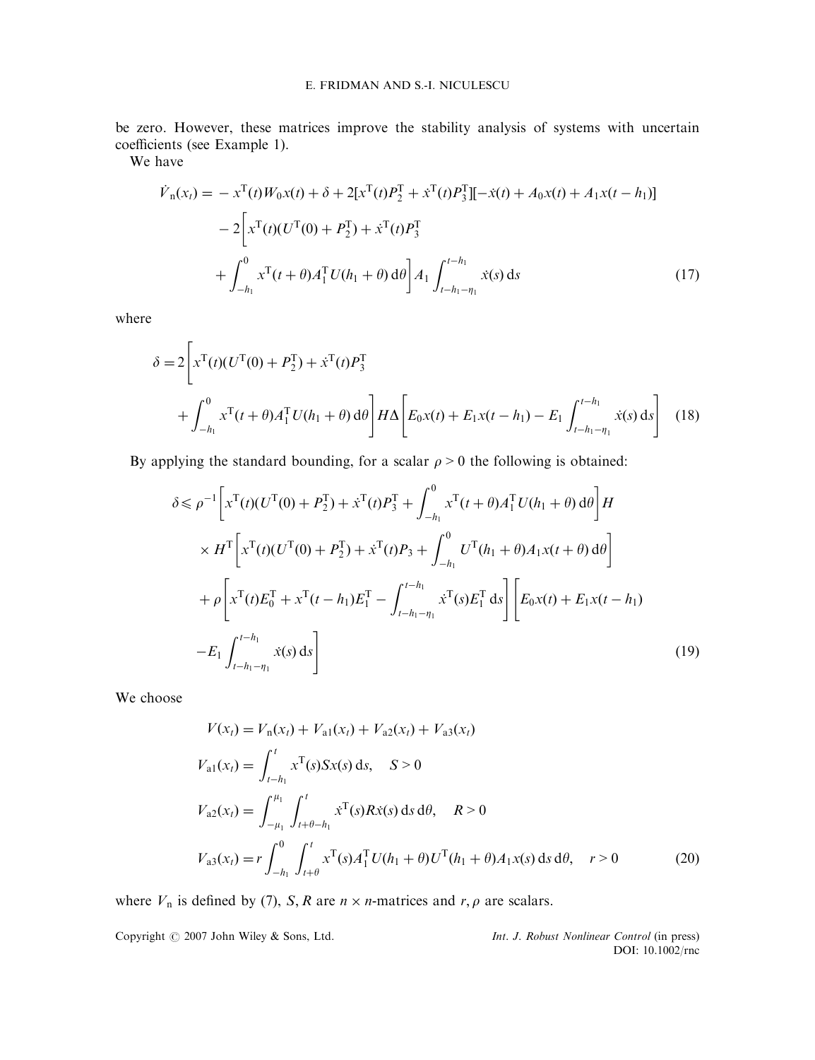be zero. However, these matrices improve the stability analysis of systems with uncertain coefficients (see Example 1).

We have

$$
\begin{aligned}
\dot{V}_{\mathrm{n}}(x_t) = & -x^{\mathrm{T}}(t)W_0x(t) + \delta + 2[x^{\mathrm{T}}(t)P_2^{\mathrm{T}} + \dot{x}^{\mathrm{T}}(t)P_3^{\mathrm{T}}][-\dot{x}(t) + A_0x(t) + A_1x(t-h_1)] \\
& - 2\left[x^{\mathrm{T}}(t)(U^{\mathrm{T}}(0) + P_2^{\mathrm{T}}) + \dot{x}^{\mathrm{T}}(t)P_3^{\mathrm{T}} \right. \\
& \left. + \int_{-h_1}^{0} x^{\mathrm{T}}(t+\theta)A_1^{\mathrm{T}}U(h_1+\theta)\,\mathrm{d}\theta\right] A_1 \int_{t-h_1-\eta_1}^{t-h_1} \dot{x}(s)\,\mathrm{d}s
\end{aligned} \tag{17}
$$

where

$$
\begin{aligned}
\delta = 2 & \left[x^{\mathrm{T}}(t)(U^{\mathrm{T}}(0) + P_2^{\mathrm{T}}) + \dot{x}^{\mathrm{T}}(t)P_3^{\mathrm{T}} \right. \\
& \left. + \int_{-h_1}^{0} x^{\mathrm{T}}(t+\theta)A_1^{\mathrm{T}}U(h_1+\theta)\,\mathrm{d}\theta\right] H\Delta\left[E_0x(t) + E_1x(t-h_1) - E_1\int_{t-h_1-\eta_1}^{t-h_1}\dot{x}(s)\,\mathrm{d}s\right]
\end{aligned} \tag{18}
$$

By applying the standard bounding, for a scalar $\rho > 0$ the following is obtained:

$$
\begin{aligned}
\delta \leqslant & \ \rho^{-1}\left[x^{\mathrm{T}}(t)(U^{\mathrm{T}}(0) + P_2^{\mathrm{T}}) + \dot{x}^{\mathrm{T}}(t)P_3^{\mathrm{T}} + \int_{-h_1}^{0} x^{\mathrm{T}}(t+\theta)A_1^{\mathrm{T}}U(h_1+\theta)\,\mathrm{d}\theta\right] H \\
& \times H^{\mathrm{T}}\left[x^{\mathrm{T}}(t)(U^{\mathrm{T}}(0) + P_2^{\mathrm{T}}) + \dot{x}^{\mathrm{T}}(t)P_3 + \int_{-h_1}^{0} U^{\mathrm{T}}(h_1+\theta)A_1x(t+\theta)\,\mathrm{d}\theta\right] \\
& + \rho\left[x^{\mathrm{T}}(t)E_0^{\mathrm{T}} + x^{\mathrm{T}}(t-h_1)E_1^{\mathrm{T}} - \int_{t-h_1-\eta_1}^{t-h_1}\dot{x}^{\mathrm{T}}(s)E_1^{\mathrm{T}}\,\mathrm{d}s\right]\left[E_0x(t) + E_1x(t-h_1)\right. \\
& \left. - E_1\int_{t-h_1-\eta_1}^{t-h_1}\dot{x}(s)\,\mathrm{d}s\right]
\end{aligned} \tag{19}
$$

We choose

$$
\begin{aligned}
V(x_t) &= V_{\mathrm{n}}(x_t) + V_{\mathrm{a1}}(x_t) + V_{\mathrm{a2}}(x_t) + V_{\mathrm{a3}}(x_t) \\
V_{\mathrm{a1}}(x_t) &= \int_{t-h_1}^{t} x^{\mathrm{T}}(s)Sx(s)\,\mathrm{d}s, \quad S > 0 \\
V_{\mathrm{a2}}(x_t) &= \int_{-\mu_1}^{\mu_1}\int_{t+\theta-h_1}^{t} \dot{x}^{\mathrm{T}}(s)R\dot{x}(s)\,\mathrm{d}s\,\mathrm{d}\theta, \quad R > 0 \\
V_{\mathrm{a3}}(x_t) &= r\int_{-h_1}^{0}\int_{t+\theta}^{t} x^{\mathrm{T}}(s)A_1^{\mathrm{T}}U(h_1+\theta)U^{\mathrm{T}}(h_1+\theta)A_1x(s)\,\mathrm{d}s\,\mathrm{d}\theta, \quad r > 0
\end{aligned} \tag{20}
$$

where $V_{\mathrm{n}}$ is defined by (7), $S, R$ are $n \times n$-matrices and $r, \rho$ are scalars.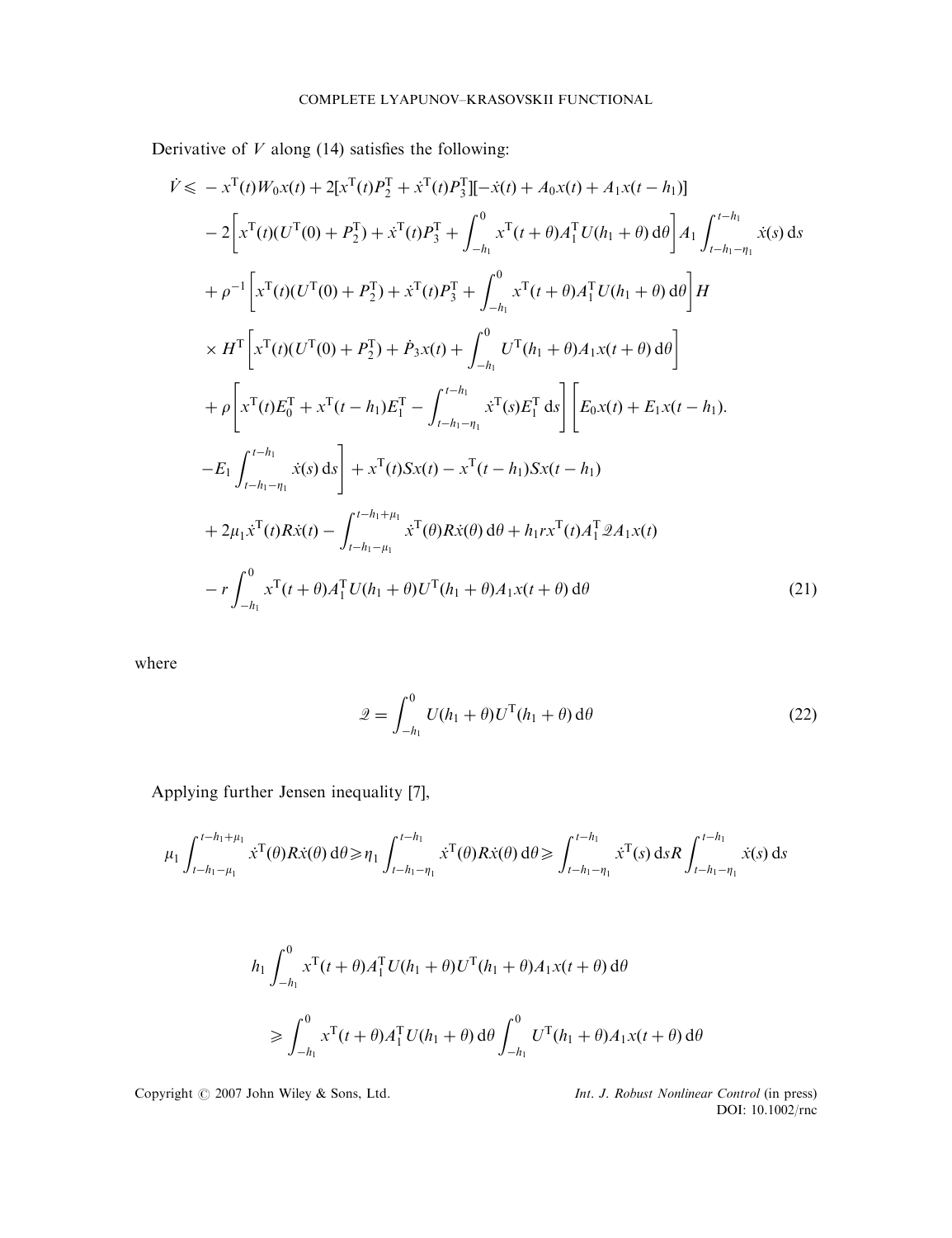Derivative of $V$ along (14) satisfies the following:

$$
\begin{aligned}
\dot{V} \leqslant & -x^{\mathrm{T}}(t)W_0x(t) + 2[x^{\mathrm{T}}(t)P_2^{\mathrm{T}} + \dot{x}^{\mathrm{T}}(t)P_3^{\mathrm{T}}][-\dot{x}(t) + A_0x(t) + A_1x(t-h_1)] \\
& - 2\left[x^{\mathrm{T}}(t)(U^{\mathrm{T}}(0) + P_2^{\mathrm{T}}) + \dot{x}^{\mathrm{T}}(t)P_3^{\mathrm{T}} + \int_{-h_1}^{0} x^{\mathrm{T}}(t+\theta)A_1^{\mathrm{T}}U(h_1+\theta)\,\mathrm{d}\theta\right]A_1\int_{t-h_1-\eta_1}^{t-h_1}\dot{x}(s)\,\mathrm{d}s \\
& + \rho^{-1}\left[x^{\mathrm{T}}(t)(U^{\mathrm{T}}(0) + P_2^{\mathrm{T}}) + \dot{x}^{\mathrm{T}}(t)P_3^{\mathrm{T}} + \int_{-h_1}^{0} x^{\mathrm{T}}(t+\theta)A_1^{\mathrm{T}}U(h_1+\theta)\,\mathrm{d}\theta\right]H \\
& \times H^{\mathrm{T}}\left[x^{\mathrm{T}}(t)(U^{\mathrm{T}}(0) + P_2^{\mathrm{T}}) + \dot{P}_3x(t) + \int_{-h_1}^{0} U^{\mathrm{T}}(h_1+\theta)A_1x(t+\theta)\,\mathrm{d}\theta\right] \\
& + \rho\left[x^{\mathrm{T}}(t)E_0^{\mathrm{T}} + x^{\mathrm{T}}(t-h_1)E_1^{\mathrm{T}} - \int_{t-h_1-\eta_1}^{t-h_1}\dot{x}^{\mathrm{T}}(s)E_1^{\mathrm{T}}\,\mathrm{d}s\right]\left[E_0x(t) + E_1x(t-h_1).\right. \\
& \left.-E_1\int_{t-h_1-\eta_1}^{t-h_1}\dot{x}(s)\,\mathrm{d}s\right] + x^{\mathrm{T}}(t)Sx(t) - x^{\mathrm{T}}(t-h_1)Sx(t-h_1) \\
& + 2\mu_1\dot{x}^{\mathrm{T}}(t)R\dot{x}(t) - \int_{t-h_1-\mu_1}^{t-h_1+\mu_1}\dot{x}^{\mathrm{T}}(\theta)R\dot{x}(\theta)\,\mathrm{d}\theta + h_1 r x^{\mathrm{T}}(t)A_1^{\mathrm{T}}\mathcal{Q}A_1x(t) \\
& - r\int_{-h_1}^{0} x^{\mathrm{T}}(t+\theta)A_1^{\mathrm{T}}U(h_1+\theta)U^{\mathrm{T}}(h_1+\theta)A_1x(t+\theta)\,\mathrm{d}\theta
\end{aligned} \tag{21}
$$

where

$$
\mathcal{Q} = \int_{-h_1}^{0} U(h_1+\theta)U^{\mathrm{T}}(h_1+\theta)\,\mathrm{d}\theta \tag{22}
$$

Applying further Jensen inequality [7],

$$
\mu_1\int_{t-h_1-\mu_1}^{t-h_1+\mu_1}\dot{x}^{\mathrm{T}}(\theta)R\dot{x}(\theta)\,\mathrm{d}\theta \geqslant \eta_1\int_{t-h_1-\eta_1}^{t-h_1}\dot{x}^{\mathrm{T}}(\theta)R\dot{x}(\theta)\,\mathrm{d}\theta \geqslant \int_{t-h_1-\eta_1}^{t-h_1}\dot{x}^{\mathrm{T}}(s)\,\mathrm{d}sR\int_{t-h_1-\eta_1}^{t-h_1}\dot{x}(s)\,\mathrm{d}s
$$

$$
\begin{aligned}
& h_1\int_{-h_1}^{0} x^{\mathrm{T}}(t+\theta)A_1^{\mathrm{T}}U(h_1+\theta)U^{\mathrm{T}}(h_1+\theta)A_1x(t+\theta)\,\mathrm{d}\theta \\
& \quad \geqslant \int_{-h_1}^{0} x^{\mathrm{T}}(t+\theta)A_1^{\mathrm{T}}U(h_1+\theta)\,\mathrm{d}\theta\int_{-h_1}^{0} U^{\mathrm{T}}(h_1+\theta)A_1x(t+\theta)\,\mathrm{d}\theta
\end{aligned}
$$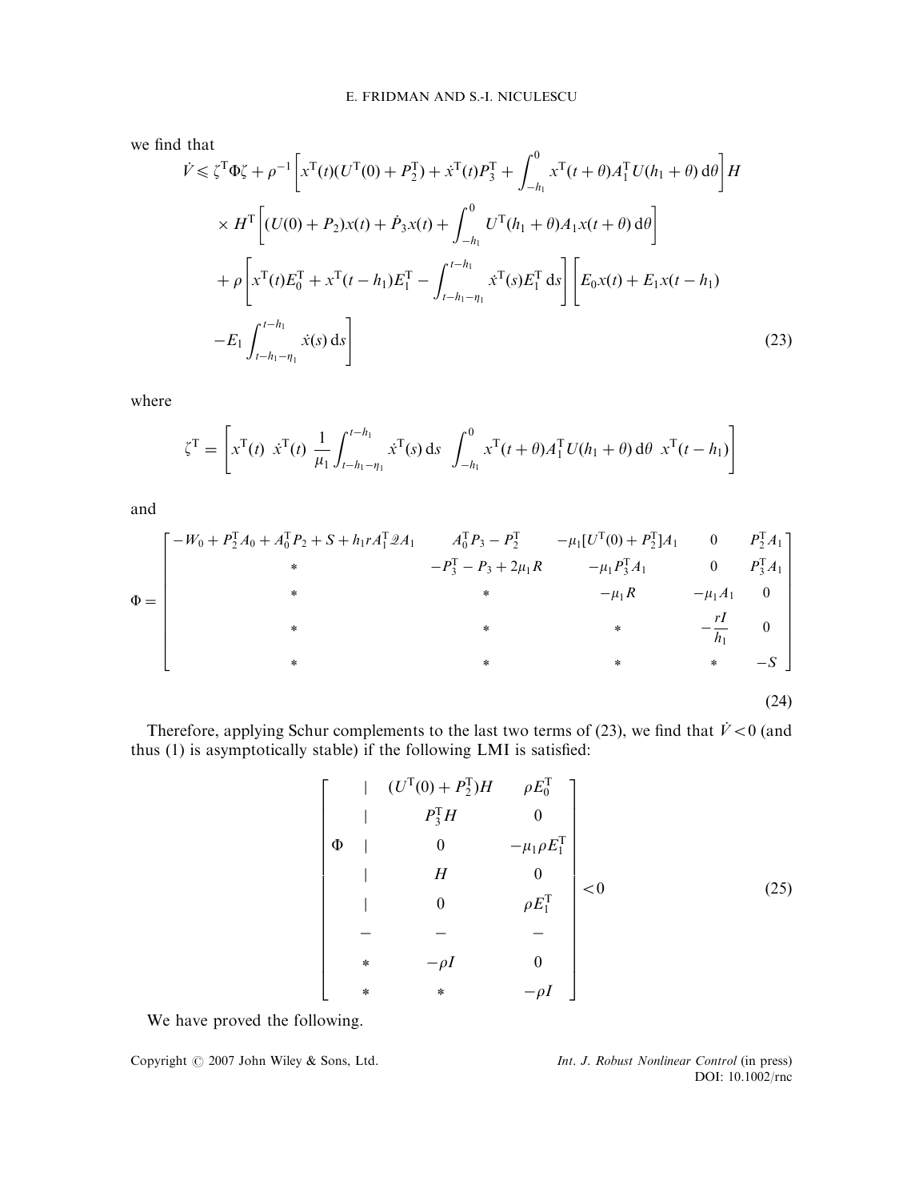we find that

$$
\begin{aligned}
\dot{V} \leqslant\ & \zeta^{\mathrm{T}}\Phi\zeta + \rho^{-1}\left[x^{\mathrm{T}}(t)(U^{\mathrm{T}}(0)+P_2^{\mathrm{T}}) + \dot{x}^{\mathrm{T}}(t)P_3^{\mathrm{T}} + \int_{-h_1}^{0} x^{\mathrm{T}}(t+\theta)A_1^{\mathrm{T}}U(h_1+\theta)\,\mathrm{d}\theta\right]H \\
& \times H^{\mathrm{T}}\left[(U(0)+P_2)x(t) + \dot{P}_3 x(t) + \int_{-h_1}^{0} U^{\mathrm{T}}(h_1+\theta)A_1 x(t+\theta)\,\mathrm{d}\theta\right] \\
& + \rho\left[x^{\mathrm{T}}(t)E_0^{\mathrm{T}} + x^{\mathrm{T}}(t-h_1)E_1^{\mathrm{T}} - \int_{t-h_1-\eta_1}^{t-h_1} \dot{x}^{\mathrm{T}}(s)E_1^{\mathrm{T}}\,\mathrm{d}s\right]\left[E_0 x(t) + E_1 x(t-h_1)\right. \\
& \left. - E_1\int_{t-h_1-\eta_1}^{t-h_1} \dot{x}(s)\,\mathrm{d}s\right]
\end{aligned}
\tag{23}
$$

where

$$
\zeta^{\mathrm{T}} = \left[x^{\mathrm{T}}(t)\ \ \dot{x}^{\mathrm{T}}(t)\ \ \frac{1}{\mu_1}\int_{t-h_1-\eta_1}^{t-h_1} \dot{x}^{\mathrm{T}}(s)\,\mathrm{d}s\ \ \int_{-h_1}^{0} x^{\mathrm{T}}(t+\theta)A_1^{\mathrm{T}}U(h_1+\theta)\,\mathrm{d}\theta\ \ x^{\mathrm{T}}(t-h_1)\right]
$$

and

$$
\Phi = \begin{bmatrix}
-W_0 + P_2^{\mathrm{T}}A_0 + A_0^{\mathrm{T}}P_2 + S + h_1 r A_1^{\mathrm{T}}\mathcal{Q}A_1 & A_0^{\mathrm{T}}P_3 - P_2^{\mathrm{T}} & -\mu_1[U^{\mathrm{T}}(0)+P_2^{\mathrm{T}}]A_1 & 0 & P_2^{\mathrm{T}}A_1 \\
* & -P_3^{\mathrm{T}} - P_3 + 2\mu_1 R & -\mu_1 P_3^{\mathrm{T}}A_1 & 0 & P_3^{\mathrm{T}}A_1 \\
* & * & -\mu_1 R & -\mu_1 A_1 & 0 \\
* & * & * & -\dfrac{rI}{h_1} & 0 \\
* & * & * & * & -S
\end{bmatrix}
\tag{24}
$$

Therefore, applying Schur complements to the last two terms of (23), we find that $\dot{V} < 0$ (and thus (1) is asymptotically stable) if the following LMI is satisfied:

$$
\left[\begin{array}{c|cc}
 & (U^{\mathrm{T}}(0)+P_2^{\mathrm{T}})H & \rho E_0^{\mathrm{T}} \\
 & P_3^{\mathrm{T}}H & 0 \\
\Phi & 0 & -\mu_1\rho E_1^{\mathrm{T}} \\
 & H & 0 \\
 & 0 & \rho E_1^{\mathrm{T}} \\
\hline
* & -\rho I & 0 \\
* & * & -\rho I
\end{array}\right] < 0
\tag{25}
$$

We have proved the following.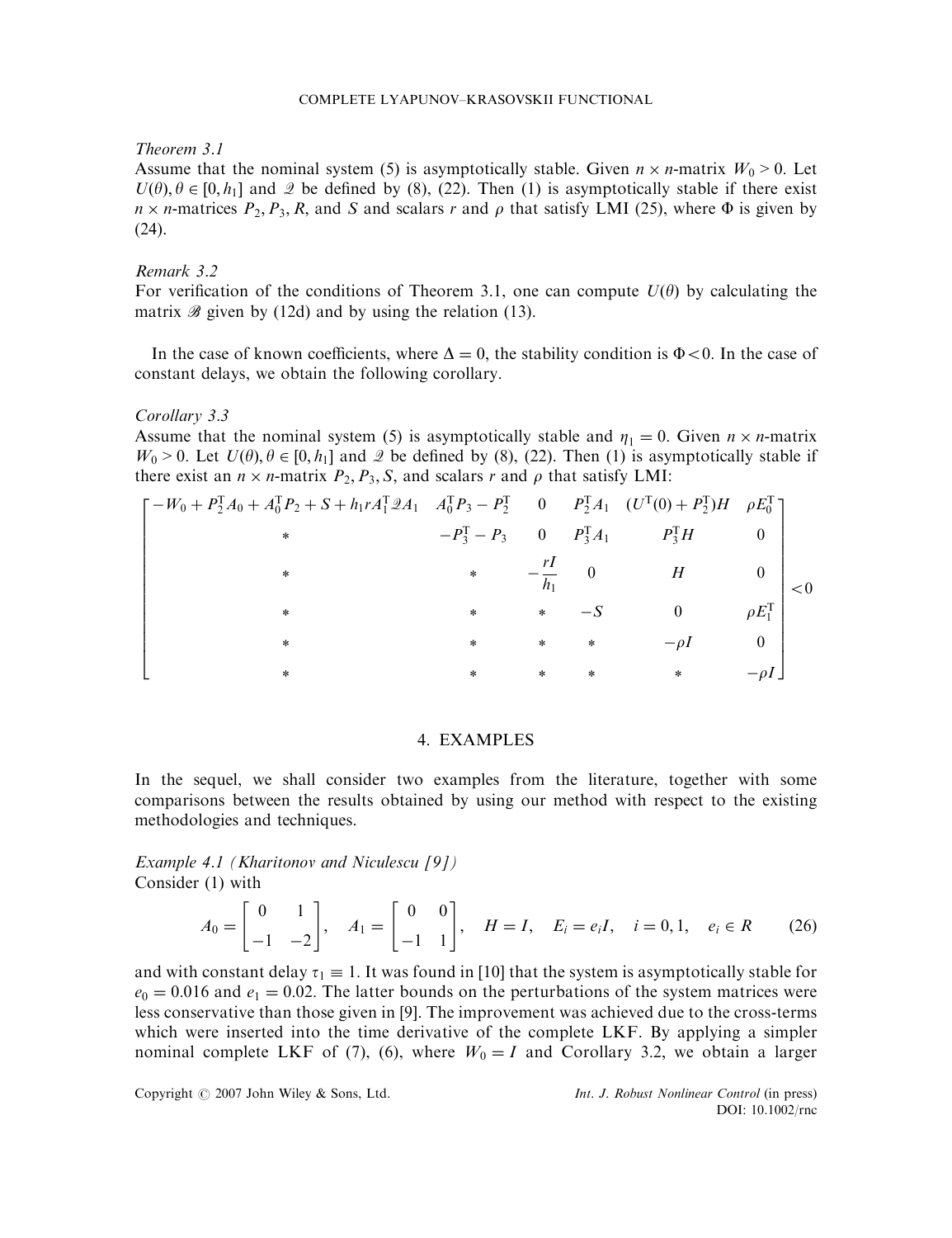*Theorem 3.1*

Assume that the nominal system (5) is asymptotically stable. Given $n \times n$-matrix $W_0 > 0$. Let $U(\theta), \theta \in [0, h_1]$ and $\mathcal{Q}$ be defined by (8), (22). Then (1) is asymptotically stable if there exist $n \times n$-matrices $P_2, P_3, R$, and $S$ and scalars $r$ and $\rho$ that satisfy LMI (25), where $\Phi$ is given by (24).

*Remark 3.2*

For verification of the conditions of Theorem 3.1, one can compute $U(\theta)$ by calculating the matrix $\mathcal{B}$ given by (12d) and by using the relation (13).

In the case of known coefficients, where $\Delta = 0$, the stability condition is $\Phi < 0$. In the case of constant delays, we obtain the following corollary.

*Corollary 3.3*

Assume that the nominal system (5) is asymptotically stable and $\eta_1 = 0$. Given $n \times n$-matrix $W_0 > 0$. Let $U(\theta), \theta \in [0, h_1]$ and $\mathcal{Q}$ be defined by (8), (22). Then (1) is asymptotically stable if there exist an $n \times n$-matrix $P_2, P_3, S$, and scalars $r$ and $\rho$ that satisfy LMI:

$$
\begin{bmatrix}
-W_0 + P_2^{\mathrm{T}} A_0 + A_0^{\mathrm{T}} P_2 + S + h_1 r A_1^{\mathrm{T}} \mathcal{Q} A_1 & A_0^{\mathrm{T}} P_3 - P_2^{\mathrm{T}} & 0 & P_2^{\mathrm{T}} A_1 & (U^{\mathrm{T}}(0) + P_2^{\mathrm{T}}) H & \rho E_0^{\mathrm{T}} \\
* & -P_3^{\mathrm{T}} - P_3 & 0 & P_3^{\mathrm{T}} A_1 & P_3^{\mathrm{T}} H & 0 \\
* & * & -\dfrac{rI}{h_1} & 0 & H & 0 \\
* & * & * & -S & 0 & \rho E_1^{\mathrm{T}} \\
* & * & * & * & -\rho I & 0 \\
* & * & * & * & * & -\rho I
\end{bmatrix} < 0
$$

## 4. EXAMPLES

In the sequel, we shall consider two examples from the literature, together with some comparisons between the results obtained by using our method with respect to the existing methodologies and techniques.

*Example 4.1 (Kharitonov and Niculescu [9])*

Consider (1) with

$$
A_0 = \begin{bmatrix} 0 & 1 \\ -1 & -2 \end{bmatrix}, \quad A_1 = \begin{bmatrix} 0 & 0 \\ -1 & 1 \end{bmatrix}, \quad H = I, \quad E_i = e_i I, \quad i = 0, 1, \quad e_i \in R \tag{26}
$$

and with constant delay $\tau_1 \equiv 1$. It was found in [10] that the system is asymptotically stable for $e_0 = 0.016$ and $e_1 = 0.02$. The latter bounds on the perturbations of the system matrices were less conservative than those given in [9]. The improvement was achieved due to the cross-terms which were inserted into the time derivative of the complete LKF. By applying a simpler nominal complete LKF of (7), (6), where $W_0 = I$ and Corollary 3.2, we obtain a larger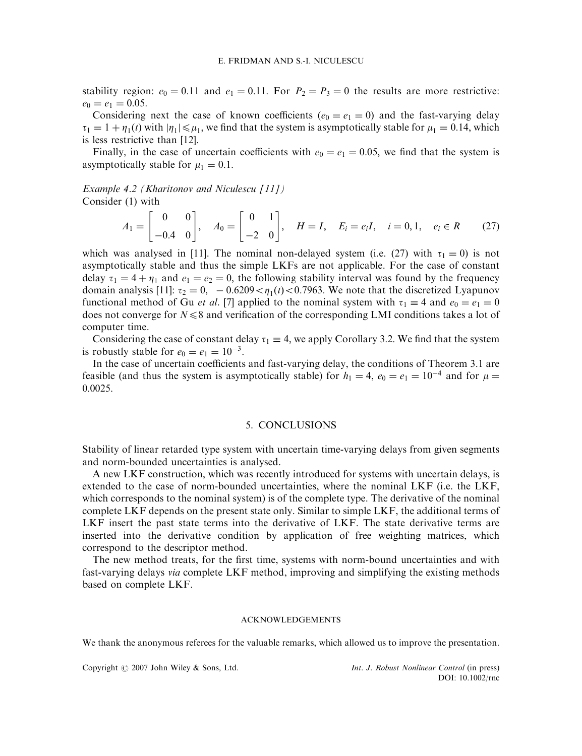stability region: $e_0 = 0.11$ and $e_1 = 0.11$. For $P_2 = P_3 = 0$ the results are more restrictive: $e_0 = e_1 = 0.05$.

Considering next the case of known coefficients ($e_0 = e_1 = 0$) and the fast-varying delay $\tau_1 = 1 + \eta_1(t)$ with $|\eta_1| \leqslant \mu_1$, we find that the system is asymptotically stable for $\mu_1 = 0.14$, which is less restrictive than [12].

Finally, in the case of uncertain coefficients with $e_0 = e_1 = 0.05$, we find that the system is asymptotically stable for $\mu_1 = 0.1$.

*Example 4.2 (Kharitonov and Niculescu [11])*
Consider (1) with

$$A_1 = \begin{bmatrix} 0 & 0 \\ -0.4 & 0 \end{bmatrix}, \quad A_0 = \begin{bmatrix} 0 & 1 \\ -2 & 0 \end{bmatrix}, \quad H = I, \quad E_i = e_i I, \quad i = 0, 1, \quad e_i \in R \tag{27}$$

which was analysed in [11]. The nominal non-delayed system (i.e. (27) with $\tau_1 = 0$) is not asymptotically stable and thus the simple LKFs are not applicable. For the case of constant delay $\tau_1 = 4 + \eta_1$ and $e_1 = e_2 = 0$, the following stability interval was found by the frequency domain analysis [11]: $\tau_2 = 0, \ -0.6209 < \eta_1(t) < 0.7963$. We note that the discretized Lyapunov functional method of Gu *et al.* [7] applied to the nominal system with $\tau_1 \equiv 4$ and $e_0 = e_1 = 0$ does not converge for $N \leqslant 8$ and verification of the corresponding LMI conditions takes a lot of computer time.

Considering the case of constant delay $\tau_1 \equiv 4$, we apply Corollary 3.2. We find that the system is robustly stable for $e_0 = e_1 = 10^{-3}$.

In the case of uncertain coefficients and fast-varying delay, the conditions of Theorem 3.1 are feasible (and thus the system is asymptotically stable) for $h_1 = 4$, $e_0 = e_1 = 10^{-4}$ and for $\mu = 0.0025$.

## 5. CONCLUSIONS

Stability of linear retarded type system with uncertain time-varying delays from given segments and norm-bounded uncertainties is analysed.

A new LKF construction, which was recently introduced for systems with uncertain delays, is extended to the case of norm-bounded uncertainties, where the nominal LKF (i.e. the LKF, which corresponds to the nominal system) is of the complete type. The derivative of the nominal complete LKF depends on the present state only. Similar to simple LKF, the additional terms of LKF insert the past state terms into the derivative of LKF. The state derivative terms are inserted into the derivative condition by application of free weighting matrices, which correspond to the descriptor method.

The new method treats, for the first time, systems with norm-bound uncertainties and with fast-varying delays *via* complete LKF method, improving and simplifying the existing methods based on complete LKF.

### ACKNOWLEDGEMENTS

We thank the anonymous referees for the valuable remarks, which allowed us to improve the presentation.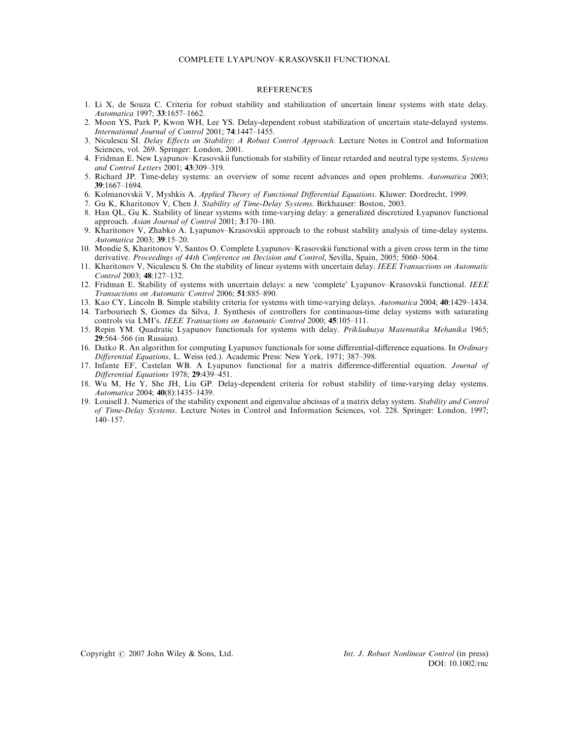## REFERENCES

1. Li X, de Souza C. Criteria for robust stability and stabilization of uncertain linear systems with state delay. *Automatica* 1997; **33**:1657–1662.
2. Moon YS, Park P, Kwon WH, Lee YS. Delay-dependent robust stabilization of uncertain state-delayed systems. *International Journal of Control* 2001; **74**:1447–1455.
3. Niculescu SI. *Delay Effects on Stability: A Robust Control Approach*. Lecture Notes in Control and Information Sciences, vol. 269. Springer: London, 2001.
4. Fridman E. New Lyapunov–Krasovskii functionals for stability of linear retarded and neutral type systems. *Systems and Control Letters* 2001; **43**:309–319.
5. Richard JP. Time-delay systems: an overview of some recent advances and open problems. *Automatica* 2003; **39**:1667–1694.
6. Kolmanovskii V, Myshkis A. *Applied Theory of Functional Differential Equations*. Kluwer: Dordrecht, 1999.
7. Gu K, Kharitonov V, Chen J. *Stability of Time-Delay Systems*. Birkhauser: Boston, 2003.
8. Han QL, Gu K. Stability of linear systems with time-varying delay: a generalized discretized Lyapunov functional approach. *Asian Journal of Control* 2001; **3**:170–180.
9. Kharitonov V, Zhabko A. Lyapunov–Krasovskii approach to the robust stability analysis of time-delay systems. *Automatica* 2003; **39**:15–20.
10. Mondie S, Kharitonov V, Santos O. Complete Lyapunov–Krasovskii functional with a given cross term in the time derivative. *Proceedings of 44th Conference on Decision and Control*, Sevilla, Spain, 2005; 5060–5064.
11. Kharitonov V, Niculescu S. On the stability of linear systems with uncertain delay. *IEEE Transactions on Automatic Control* 2003; **48**:127–132.
12. Fridman E. Stability of systems with uncertain delays: a new 'complete' Lyapunov–Krasovskii functional. *IEEE Transactions on Automatic Control* 2006; **51**:885–890.
13. Kao CY, Lincoln B. Simple stability criteria for systems with time-varying delays. *Automatica* 2004; **40**:1429–1434.
14. Tarbouriech S, Gomes da Silva, J. Synthesis of controllers for continuous-time delay systems with saturating controls via LMI's. *IEEE Transactions on Automatic Control* 2000; **45**:105–111.
15. Repin YM. Quadratic Lyapunov functionals for systems with delay. *Prikladnaya Matematika Mehanika* 1965; **29**:564–566 (in Russian).
16. Datko R. An algorithm for computing Lyapunov functionals for some differential-difference equations. In *Ordinary Differential Equations*, L. Weiss (ed.). Academic Press: New York, 1971; 387–398.
17. Infante EF, Castelan WB. A Lyapunov functional for a matrix difference-differential equation. *Journal of Differential Equations* 1978; **29**:439–451.
18. Wu M, He Y, She JH, Liu GP. Delay-dependent criteria for robust stability of time-varying delay systems. *Automatica* 2004; **40**(8):1435–1439.
19. Louisell J. Numerics of the stability exponent and eigenvalue abcissas of a matrix delay system. *Stability and Control of Time-Delay Systems*. Lecture Notes in Control and Information Sciences, vol. 228. Springer: London, 1997; 140–157.